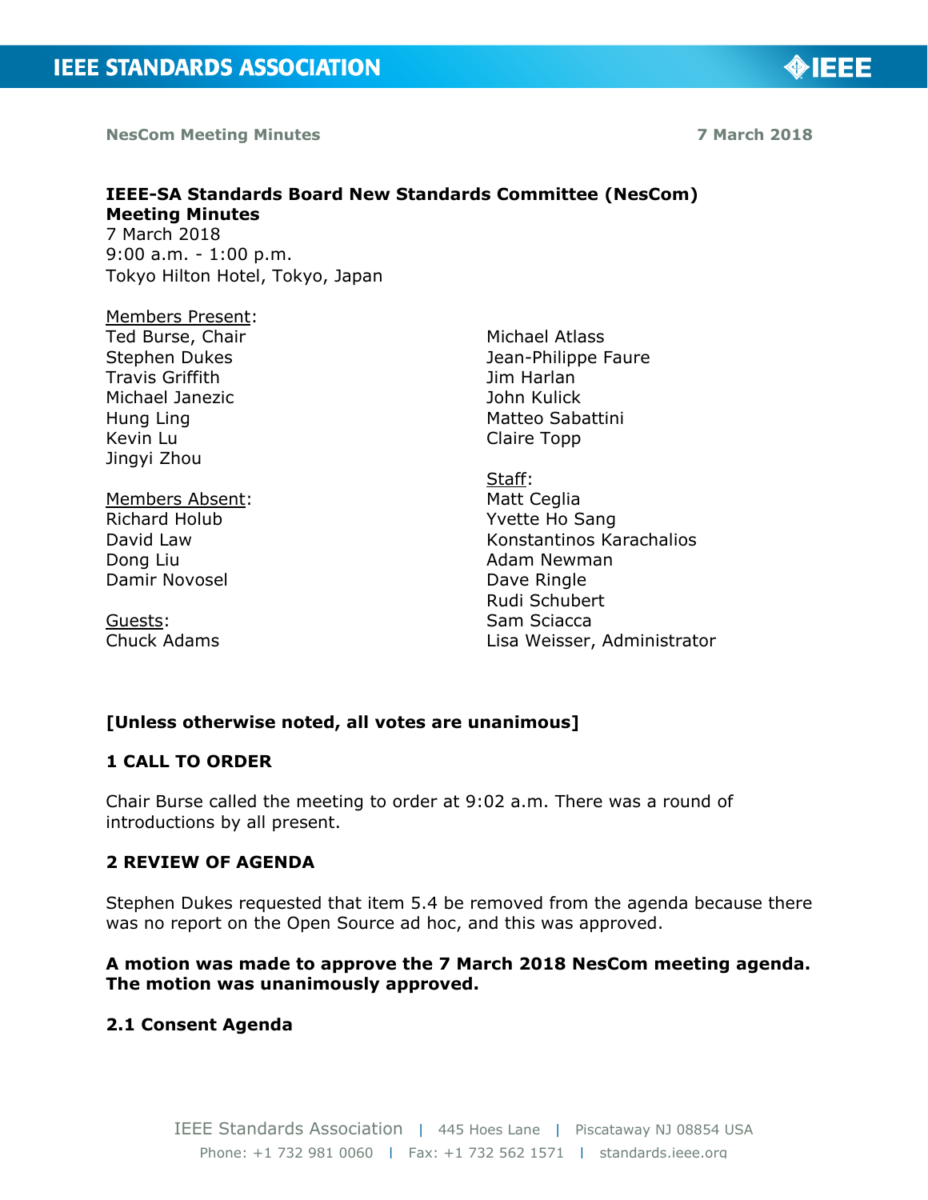**NesCom Meeting Minutes** **7 March 2018**

# IEEE-SA Standards Board New Standards Committee (NesCom) Meeting Minutes

7 March 2018
9:00 a.m. - 1:00 p.m.
Tokyo Hilton Hotel, Tokyo, Japan

Members Present:
Ted Burse, Chair
Stephen Dukes
Travis Griffith
Michael Janezic
Hung Ling
Kevin Lu
Jingyi Zhou
Michael Atlass
Jean-Philippe Faure
Jim Harlan
John Kulick
Matteo Sabattini
Claire Topp

Members Absent:
Richard Holub
David Law
Dong Liu
Damir Novosel

Guests:
Chuck Adams

Staff:
Matt Ceglia
Yvette Ho Sang
Konstantinos Karachalios
Adam Newman
Dave Ringle
Rudi Schubert
Sam Sciacca
Lisa Weisser, Administrator

**[Unless otherwise noted, all votes are unanimous]**

## 1 CALL TO ORDER

Chair Burse called the meeting to order at 9:02 a.m. There was a round of introductions by all present.

## 2 REVIEW OF AGENDA

Stephen Dukes requested that item 5.4 be removed from the agenda because there was no report on the Open Source ad hoc, and this was approved.

**A motion was made to approve the 7 March 2018 NesCom meeting agenda. The motion was unanimously approved.**

### 2.1 Consent Agenda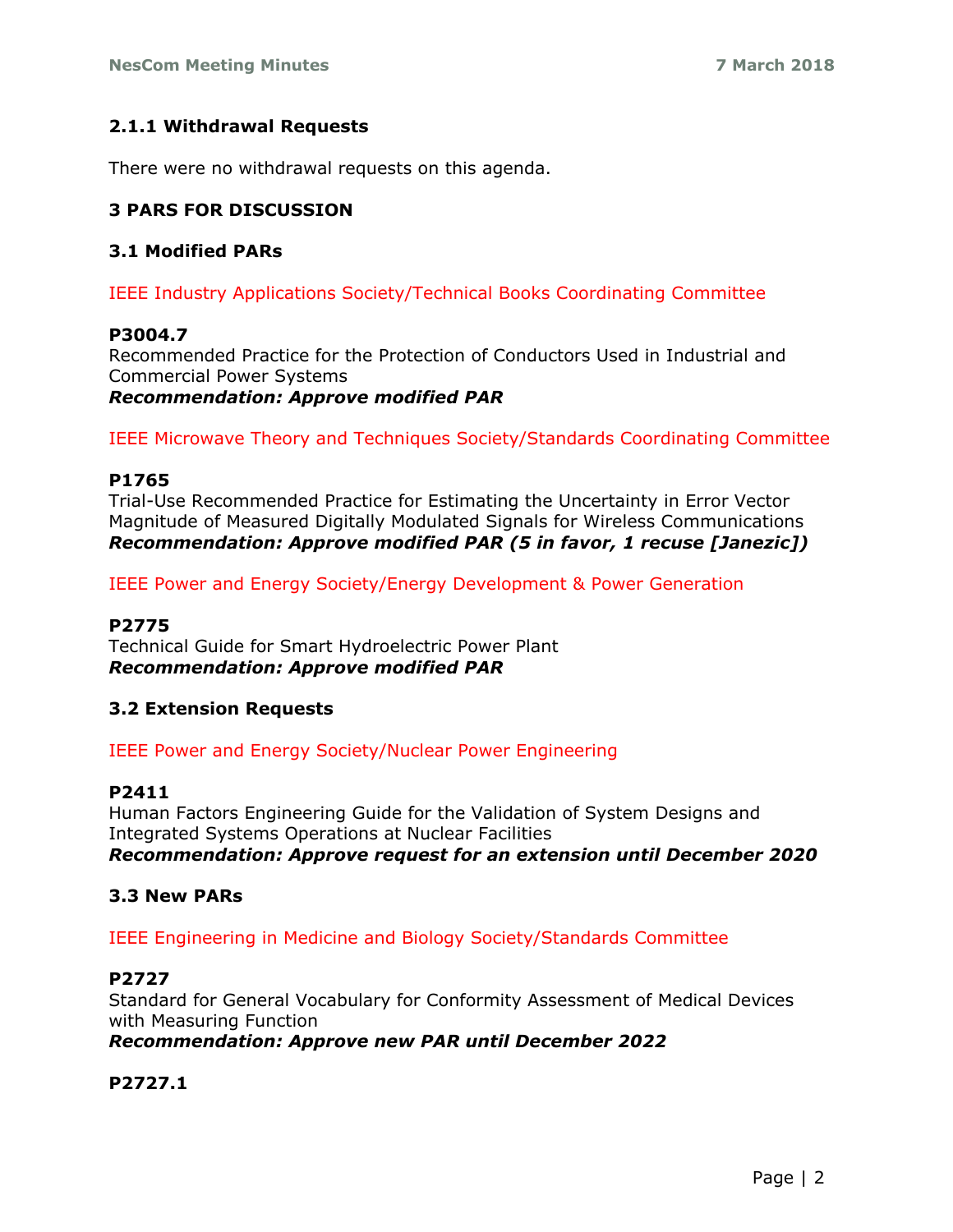### 2.1.1 Withdrawal Requests

There were no withdrawal requests on this agenda.

## 3 PARS FOR DISCUSSION

### 3.1 Modified PARs

IEEE Industry Applications Society/Technical Books Coordinating Committee

**P3004.7**
Recommended Practice for the Protection of Conductors Used in Industrial and Commercial Power Systems
***Recommendation: Approve modified PAR***

IEEE Microwave Theory and Techniques Society/Standards Coordinating Committee

**P1765**
Trial-Use Recommended Practice for Estimating the Uncertainty in Error Vector Magnitude of Measured Digitally Modulated Signals for Wireless Communications
***Recommendation: Approve modified PAR (5 in favor, 1 recuse [Janezic])***

IEEE Power and Energy Society/Energy Development & Power Generation

**P2775**
Technical Guide for Smart Hydroelectric Power Plant
***Recommendation: Approve modified PAR***

### 3.2 Extension Requests

IEEE Power and Energy Society/Nuclear Power Engineering

**P2411**
Human Factors Engineering Guide for the Validation of System Designs and Integrated Systems Operations at Nuclear Facilities
***Recommendation: Approve request for an extension until December 2020***

### 3.3 New PARs

IEEE Engineering in Medicine and Biology Society/Standards Committee

**P2727**
Standard for General Vocabulary for Conformity Assessment of Medical Devices with Measuring Function
***Recommendation: Approve new PAR until December 2022***

**P2727.1**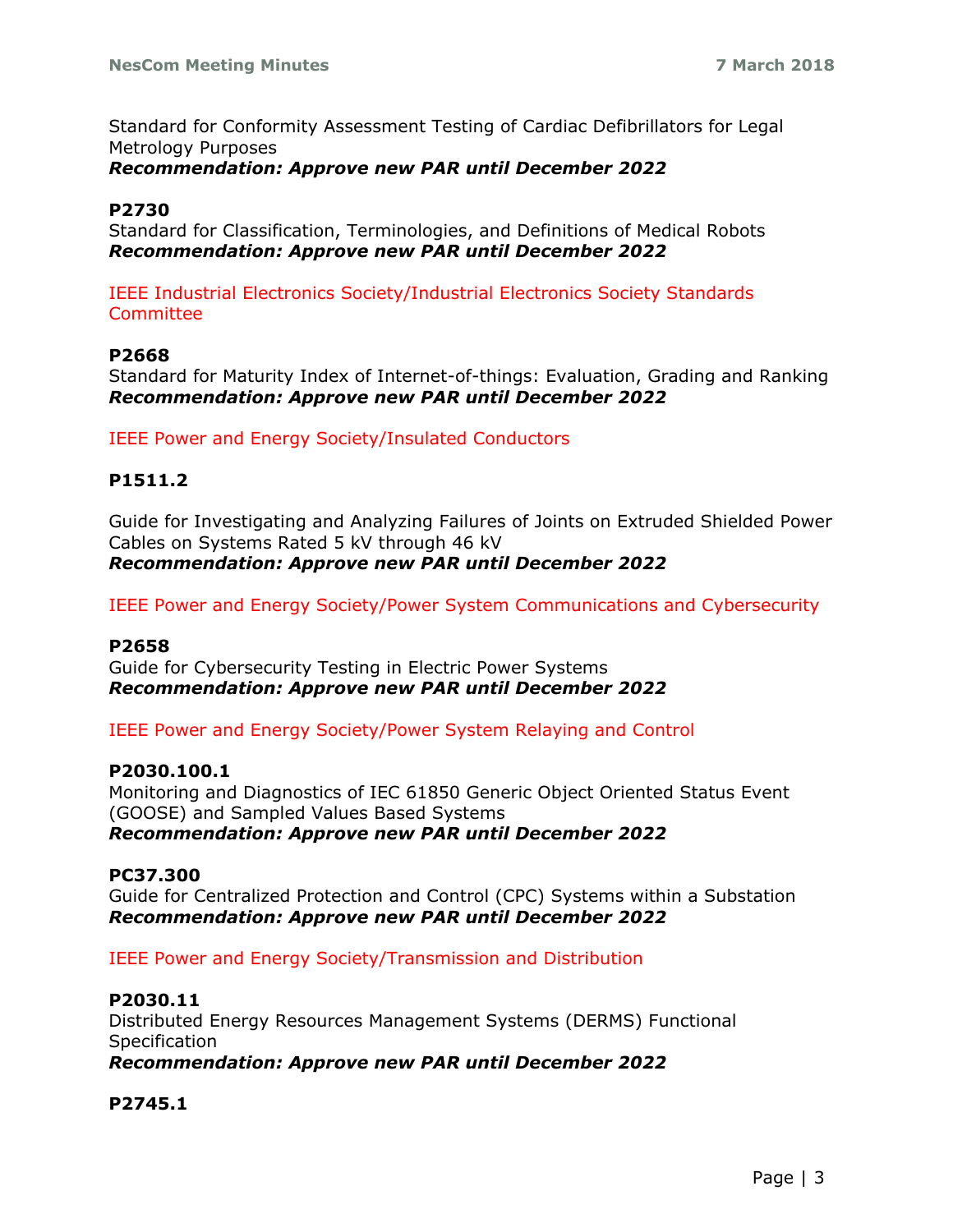Standard for Conformity Assessment Testing of Cardiac Defibrillators for Legal Metrology Purposes
***Recommendation: Approve new PAR until December 2022***

**P2730**
Standard for Classification, Terminologies, and Definitions of Medical Robots
***Recommendation: Approve new PAR until December 2022***

IEEE Industrial Electronics Society/Industrial Electronics Society Standards Committee

**P2668**
Standard for Maturity Index of Internet-of-things: Evaluation, Grading and Ranking
***Recommendation: Approve new PAR until December 2022***

IEEE Power and Energy Society/Insulated Conductors

**P1511.2**

Guide for Investigating and Analyzing Failures of Joints on Extruded Shielded Power Cables on Systems Rated 5 kV through 46 kV
***Recommendation: Approve new PAR until December 2022***

IEEE Power and Energy Society/Power System Communications and Cybersecurity

**P2658**
Guide for Cybersecurity Testing in Electric Power Systems
***Recommendation: Approve new PAR until December 2022***

IEEE Power and Energy Society/Power System Relaying and Control

**P2030.100.1**
Monitoring and Diagnostics of IEC 61850 Generic Object Oriented Status Event (GOOSE) and Sampled Values Based Systems
***Recommendation: Approve new PAR until December 2022***

**PC37.300**
Guide for Centralized Protection and Control (CPC) Systems within a Substation
***Recommendation: Approve new PAR until December 2022***

IEEE Power and Energy Society/Transmission and Distribution

**P2030.11**
Distributed Energy Resources Management Systems (DERMS) Functional Specification
***Recommendation: Approve new PAR until December 2022***

**P2745.1**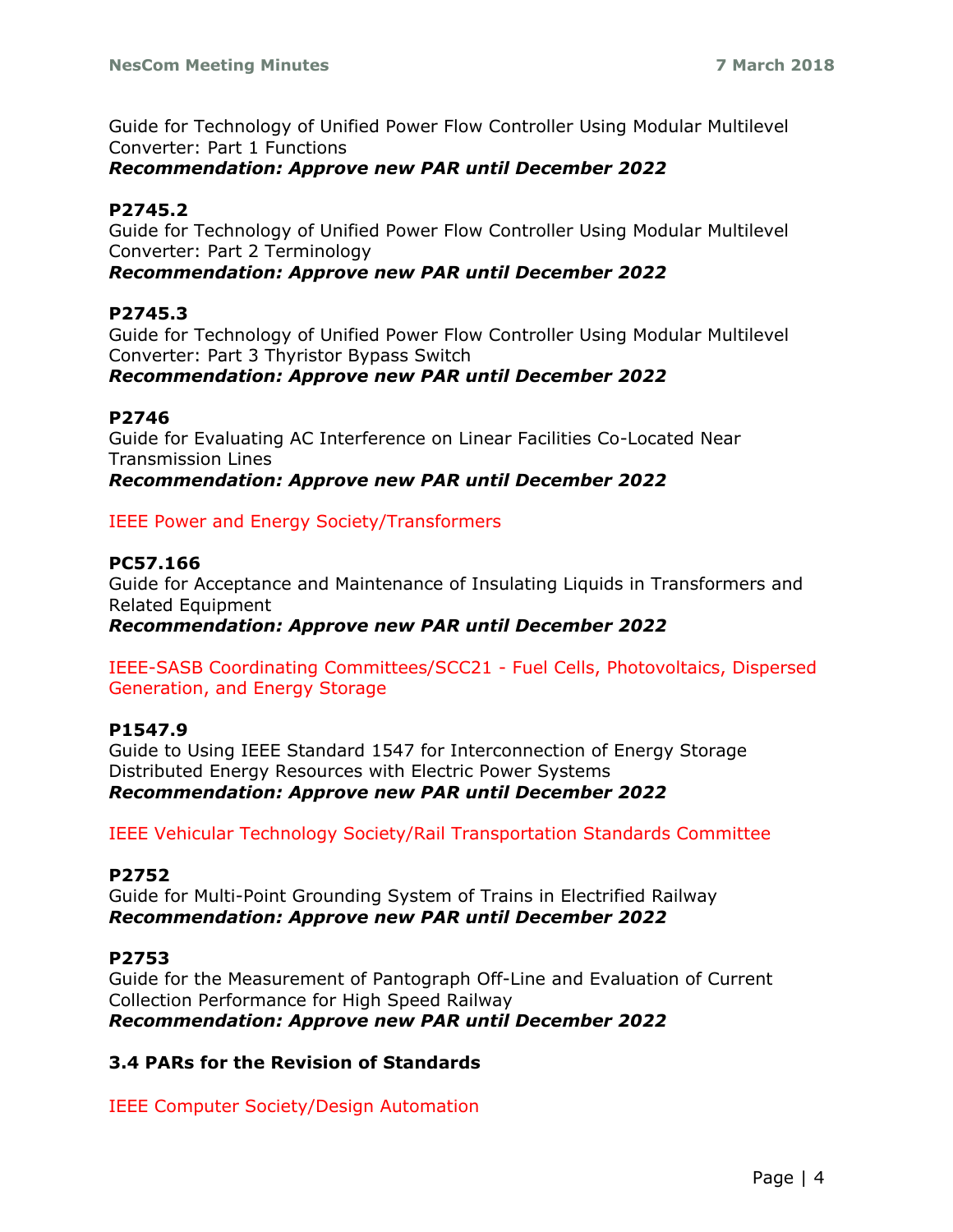Guide for Technology of Unified Power Flow Controller Using Modular Multilevel Converter: Part 1 Functions
***Recommendation: Approve new PAR until December 2022***

**P2745.2**
Guide for Technology of Unified Power Flow Controller Using Modular Multilevel Converter: Part 2 Terminology
***Recommendation: Approve new PAR until December 2022***

**P2745.3**
Guide for Technology of Unified Power Flow Controller Using Modular Multilevel Converter: Part 3 Thyristor Bypass Switch
***Recommendation: Approve new PAR until December 2022***

**P2746**
Guide for Evaluating AC Interference on Linear Facilities Co-Located Near Transmission Lines
***Recommendation: Approve new PAR until December 2022***

IEEE Power and Energy Society/Transformers

**PC57.166**
Guide for Acceptance and Maintenance of Insulating Liquids in Transformers and Related Equipment
***Recommendation: Approve new PAR until December 2022***

IEEE-SASB Coordinating Committees/SCC21 - Fuel Cells, Photovoltaics, Dispersed Generation, and Energy Storage

**P1547.9**
Guide to Using IEEE Standard 1547 for Interconnection of Energy Storage Distributed Energy Resources with Electric Power Systems
***Recommendation: Approve new PAR until December 2022***

IEEE Vehicular Technology Society/Rail Transportation Standards Committee

**P2752**
Guide for Multi-Point Grounding System of Trains in Electrified Railway
***Recommendation: Approve new PAR until December 2022***

**P2753**
Guide for the Measurement of Pantograph Off-Line and Evaluation of Current Collection Performance for High Speed Railway
***Recommendation: Approve new PAR until December 2022***

### 3.4 PARs for the Revision of Standards

IEEE Computer Society/Design Automation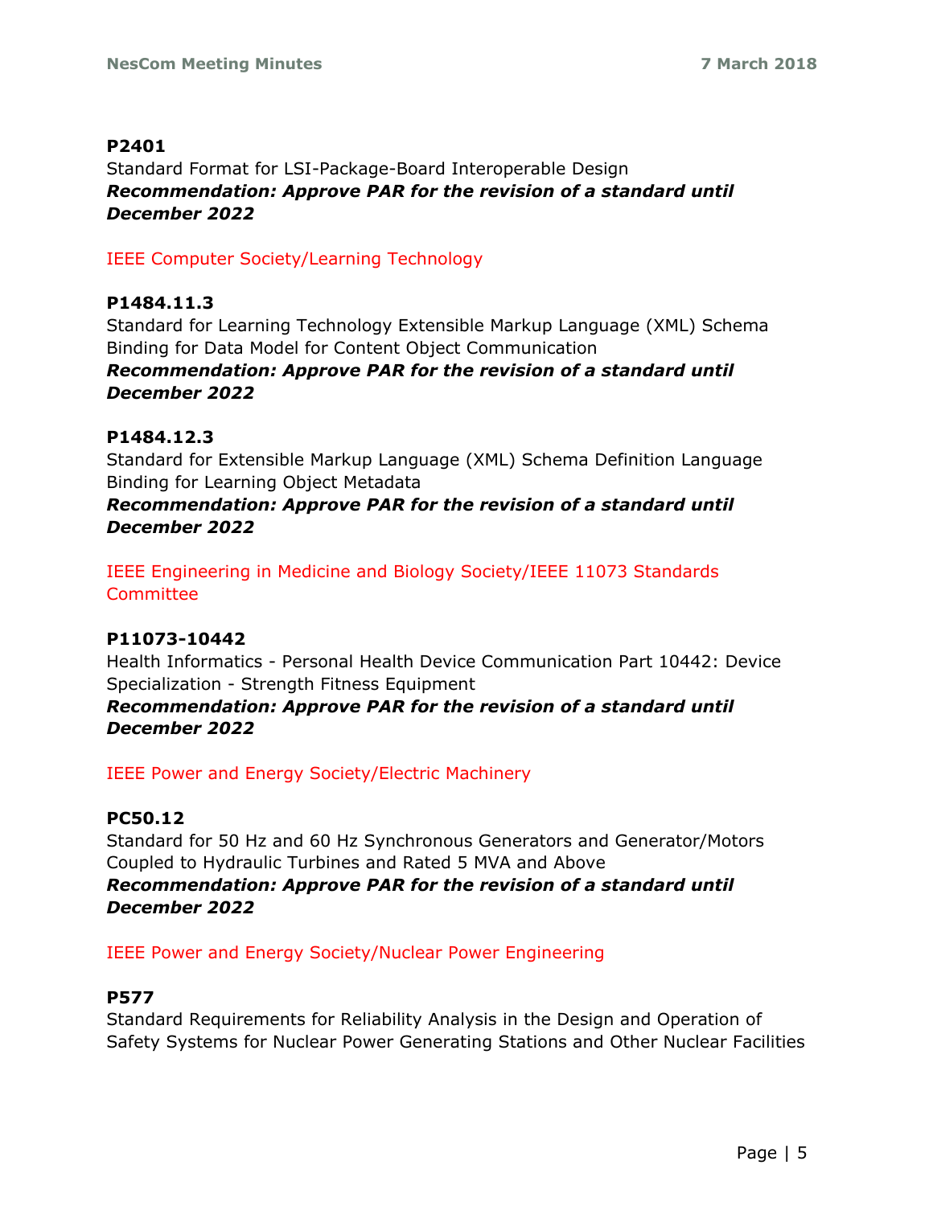**P2401**
Standard Format for LSI-Package-Board Interoperable Design
***Recommendation: Approve PAR for the revision of a standard until December 2022***

IEEE Computer Society/Learning Technology

**P1484.11.3**
Standard for Learning Technology Extensible Markup Language (XML) Schema Binding for Data Model for Content Object Communication
***Recommendation: Approve PAR for the revision of a standard until December 2022***

**P1484.12.3**
Standard for Extensible Markup Language (XML) Schema Definition Language Binding for Learning Object Metadata
***Recommendation: Approve PAR for the revision of a standard until December 2022***

IEEE Engineering in Medicine and Biology Society/IEEE 11073 Standards Committee

**P11073-10442**
Health Informatics - Personal Health Device Communication Part 10442: Device Specialization - Strength Fitness Equipment
***Recommendation: Approve PAR for the revision of a standard until December 2022***

IEEE Power and Energy Society/Electric Machinery

**PC50.12**
Standard for 50 Hz and 60 Hz Synchronous Generators and Generator/Motors Coupled to Hydraulic Turbines and Rated 5 MVA and Above
***Recommendation: Approve PAR for the revision of a standard until December 2022***

IEEE Power and Energy Society/Nuclear Power Engineering

**P577**
Standard Requirements for Reliability Analysis in the Design and Operation of Safety Systems for Nuclear Power Generating Stations and Other Nuclear Facilities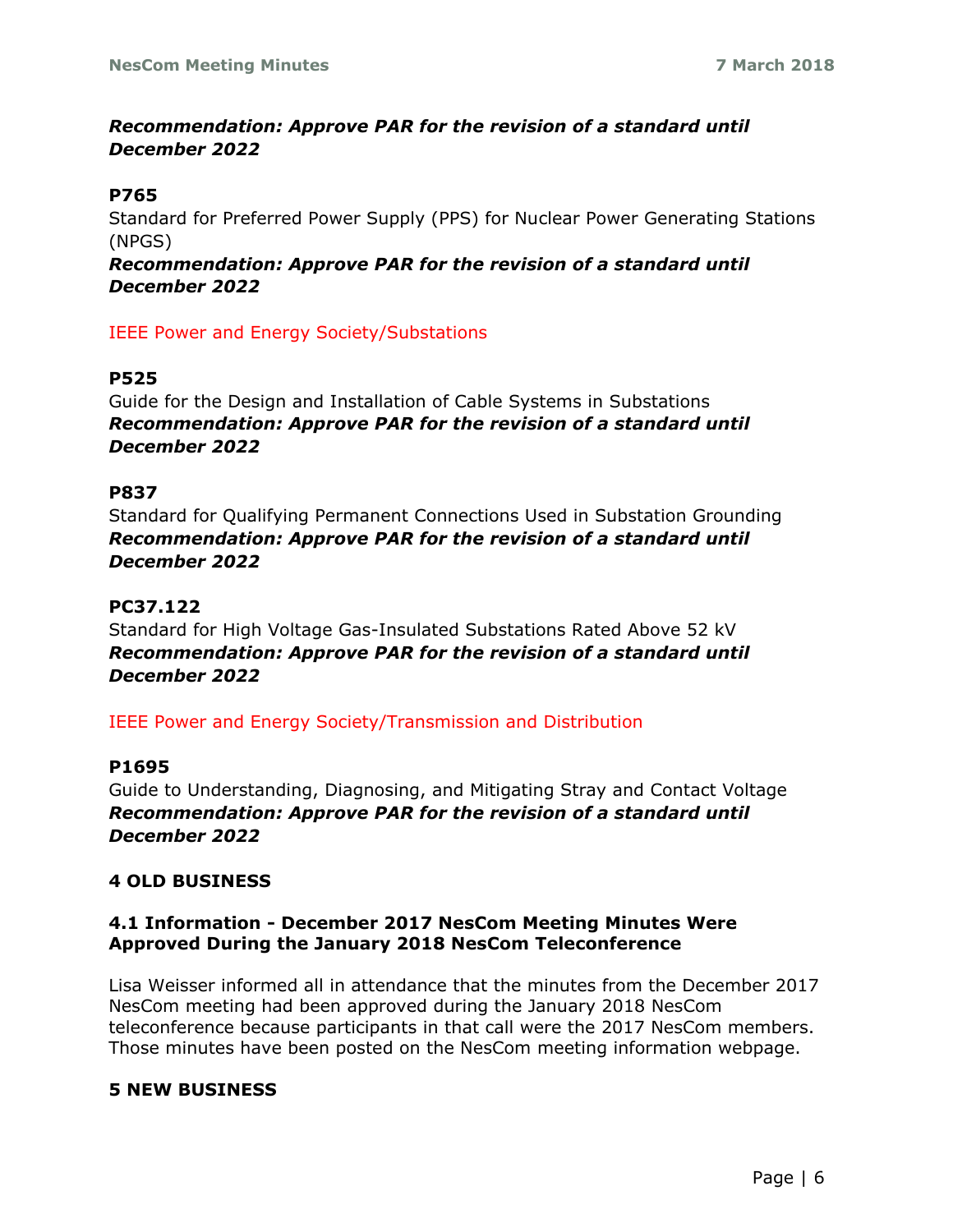***Recommendation: Approve PAR for the revision of a standard until December 2022***

**P765**

Standard for Preferred Power Supply (PPS) for Nuclear Power Generating Stations (NPGS)

***Recommendation: Approve PAR for the revision of a standard until December 2022***

IEEE Power and Energy Society/Substations

**P525**

Guide for the Design and Installation of Cable Systems in Substations

***Recommendation: Approve PAR for the revision of a standard until December 2022***

**P837**

Standard for Qualifying Permanent Connections Used in Substation Grounding

***Recommendation: Approve PAR for the revision of a standard until December 2022***

**PC37.122**

Standard for High Voltage Gas-Insulated Substations Rated Above 52 kV

***Recommendation: Approve PAR for the revision of a standard until December 2022***

IEEE Power and Energy Society/Transmission and Distribution

**P1695**

Guide to Understanding, Diagnosing, and Mitigating Stray and Contact Voltage

***Recommendation: Approve PAR for the revision of a standard until December 2022***

## 4 OLD BUSINESS

### 4.1 Information - December 2017 NesCom Meeting Minutes Were Approved During the January 2018 NesCom Teleconference

Lisa Weisser informed all in attendance that the minutes from the December 2017 NesCom meeting had been approved during the January 2018 NesCom teleconference because participants in that call were the 2017 NesCom members. Those minutes have been posted on the NesCom meeting information webpage.

## 5 NEW BUSINESS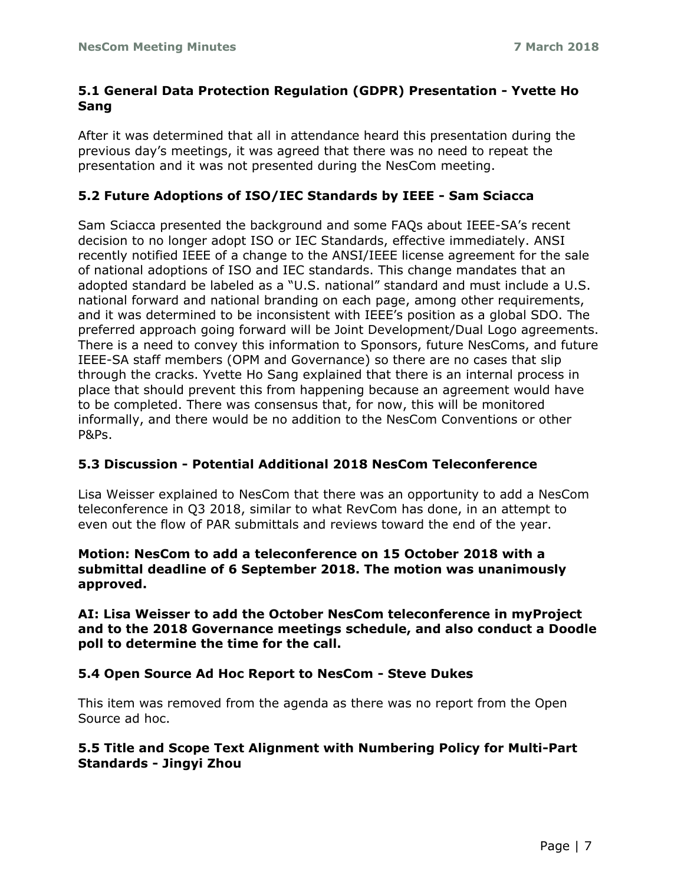### 5.1 General Data Protection Regulation (GDPR) Presentation - Yvette Ho Sang

After it was determined that all in attendance heard this presentation during the previous day's meetings, it was agreed that there was no need to repeat the presentation and it was not presented during the NesCom meeting.

### 5.2 Future Adoptions of ISO/IEC Standards by IEEE - Sam Sciacca

Sam Sciacca presented the background and some FAQs about IEEE-SA's recent decision to no longer adopt ISO or IEC Standards, effective immediately. ANSI recently notified IEEE of a change to the ANSI/IEEE license agreement for the sale of national adoptions of ISO and IEC standards. This change mandates that an adopted standard be labeled as a "U.S. national" standard and must include a U.S. national forward and national branding on each page, among other requirements, and it was determined to be inconsistent with IEEE's position as a global SDO. The preferred approach going forward will be Joint Development/Dual Logo agreements. There is a need to convey this information to Sponsors, future NesComs, and future IEEE-SA staff members (OPM and Governance) so there are no cases that slip through the cracks. Yvette Ho Sang explained that there is an internal process in place that should prevent this from happening because an agreement would have to be completed. There was consensus that, for now, this will be monitored informally, and there would be no addition to the NesCom Conventions or other P&Ps.

### 5.3 Discussion - Potential Additional 2018 NesCom Teleconference

Lisa Weisser explained to NesCom that there was an opportunity to add a NesCom teleconference in Q3 2018, similar to what RevCom has done, in an attempt to even out the flow of PAR submittals and reviews toward the end of the year.

**Motion: NesCom to add a teleconference on 15 October 2018 with a submittal deadline of 6 September 2018. The motion was unanimously approved.**

**AI: Lisa Weisser to add the October NesCom teleconference in myProject and to the 2018 Governance meetings schedule, and also conduct a Doodle poll to determine the time for the call.**

### 5.4 Open Source Ad Hoc Report to NesCom - Steve Dukes

This item was removed from the agenda as there was no report from the Open Source ad hoc.

### 5.5 Title and Scope Text Alignment with Numbering Policy for Multi-Part Standards - Jingyi Zhou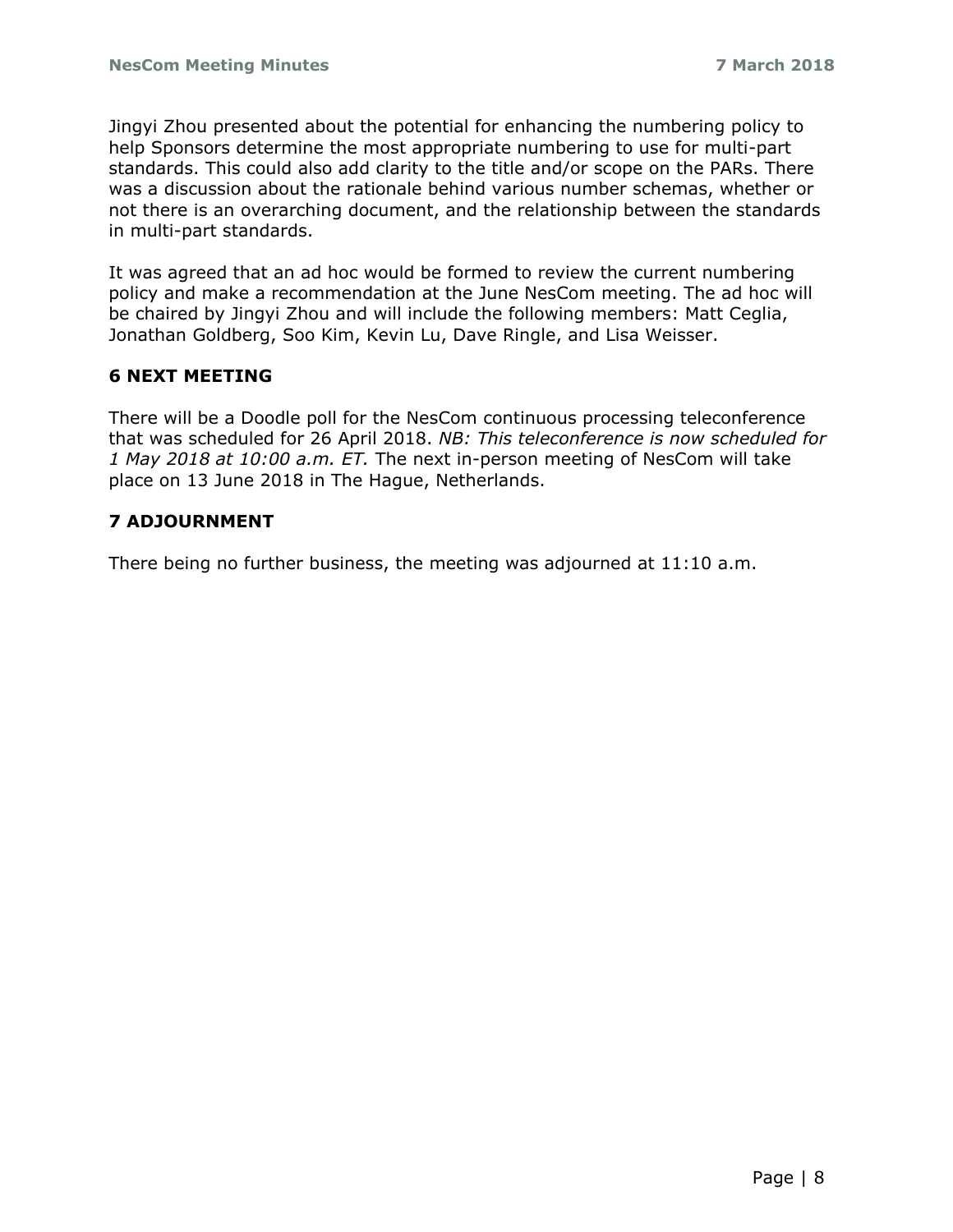Jingyi Zhou presented about the potential for enhancing the numbering policy to help Sponsors determine the most appropriate numbering to use for multi-part standards. This could also add clarity to the title and/or scope on the PARs. There was a discussion about the rationale behind various number schemas, whether or not there is an overarching document, and the relationship between the standards in multi-part standards.

It was agreed that an ad hoc would be formed to review the current numbering policy and make a recommendation at the June NesCom meeting. The ad hoc will be chaired by Jingyi Zhou and will include the following members: Matt Ceglia, Jonathan Goldberg, Soo Kim, Kevin Lu, Dave Ringle, and Lisa Weisser.

## 6 NEXT MEETING

There will be a Doodle poll for the NesCom continuous processing teleconference that was scheduled for 26 April 2018. *NB: This teleconference is now scheduled for 1 May 2018 at 10:00 a.m. ET.* The next in-person meeting of NesCom will take place on 13 June 2018 in The Hague, Netherlands.

## 7 ADJOURNMENT

There being no further business, the meeting was adjourned at 11:10 a.m.